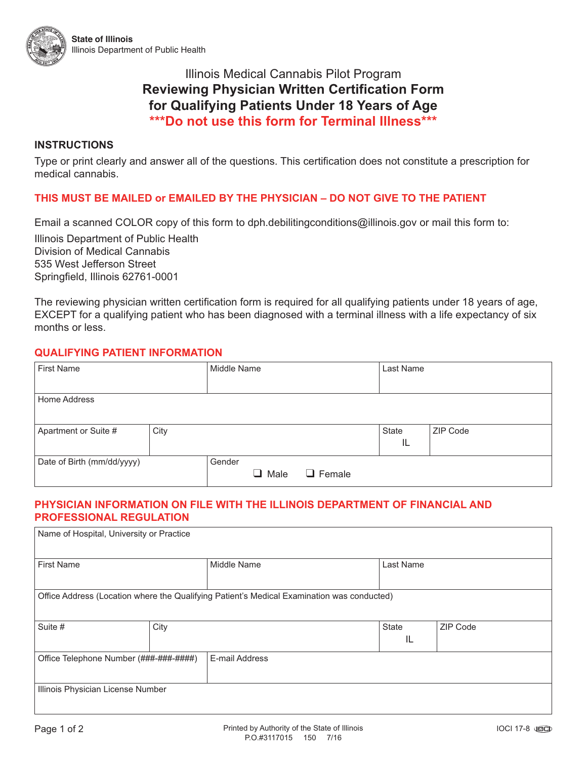**State of Illinois**
Illinois Department of Public Health

# Illinois Medical Cannabis Pilot Program
# Reviewing Physician Written Certification Form for Qualifying Patients Under 18 Years of Age
## ***Do not use this form for Terminal Illness***

### INSTRUCTIONS

Type or print clearly and answer all of the questions. This certification does not constitute a prescription for medical cannabis.

**THIS MUST BE MAILED or EMAILED BY THE PHYSICIAN – DO NOT GIVE TO THE PATIENT**

Email a scanned COLOR copy of this form to dph.debilitatingconditions@illinois.gov or mail this form to:

Illinois Department of Public Health
Division of Medical Cannabis
535 West Jefferson Street
Springfield, Illinois 62761-0001

The reviewing physician written certification form is required for all qualifying patients under 18 years of age, EXCEPT for a qualifying patient who has been diagnosed with a terminal illness with a life expectancy of six months or less.

### QUALIFYING PATIENT INFORMATION

| First Name | Middle Name | Last Name | |
|---|---|---|---|
| Home Address | | | |
| Apartment or Suite # | City | State: IL | ZIP Code |
| Date of Birth (mm/dd/yyyy) | Gender: ❑ Male ❑ Female | | |

### PHYSICIAN INFORMATION ON FILE WITH THE ILLINOIS DEPARTMENT OF FINANCIAL AND PROFESSIONAL REGULATION

| Name of Hospital, University or Practice | | | |
|---|---|---|---|
| First Name | Middle Name | Last Name | |
| Office Address (Location where the Qualifying Patient's Medical Examination was conducted) | | | |
| Suite # | City | State: IL | ZIP Code |
| Office Telephone Number (###-###-####) | E-mail Address | | |
| Illinois Physician License Number | | | |

Printed by Authority of the State of Illinois
P.O.#3117015 150 7/16

IOCI 17-8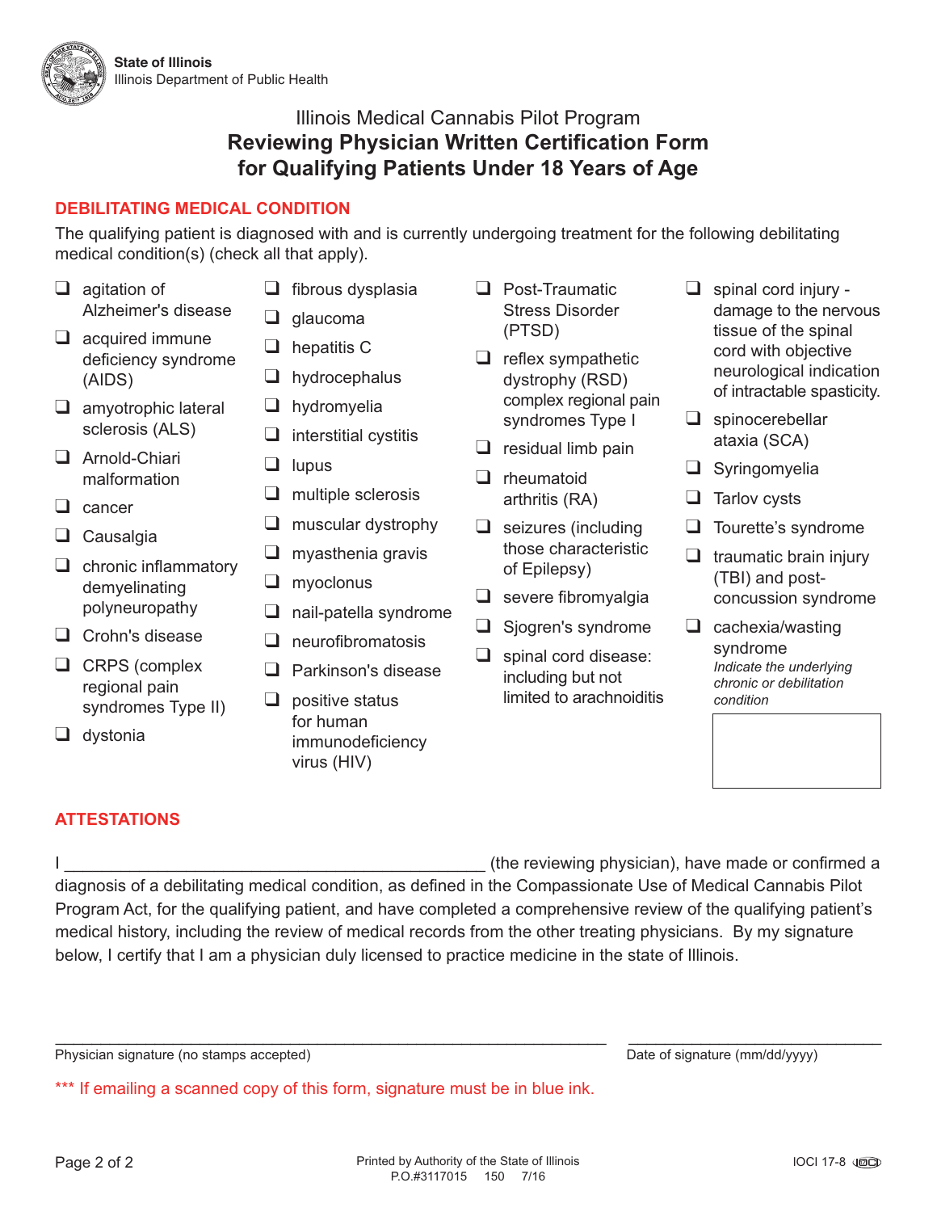State of Illinois
Illinois Department of Public Health

# Illinois Medical Cannabis Pilot Program
# **Reviewing Physician Written Certification Form for Qualifying Patients Under 18 Years of Age**

## DEBILITATING MEDICAL CONDITION

The qualifying patient is diagnosed with and is currently undergoing treatment for the following debilitating medical condition(s) (check all that apply).

- ❑ agitation of Alzheimer's disease
- ❑ acquired immune deficiency syndrome (AIDS)
- ❑ amyotrophic lateral sclerosis (ALS)
- ❑ Arnold-Chiari malformation
- ❑ cancer
- ❑ Causalgia
- ❑ chronic inflammatory demyelinating polyneuropathy
- ❑ Crohn's disease
- ❑ CRPS (complex regional pain syndromes Type II)
- ❑ dystonia
- ❑ fibrous dysplasia
- ❑ glaucoma
- ❑ hepatitis C
- ❑ hydrocephalus
- ❑ hydromyelia
- ❑ interstitial cystitis
- ❑ lupus
- ❑ multiple sclerosis
- ❑ muscular dystrophy
- ❑ myasthenia gravis
- ❑ myoclonus
- ❑ nail-patella syndrome
- ❑ neurofibromatosis
- ❑ Parkinson's disease
- ❑ positive status for human immunodeficiency virus (HIV)
- ❑ Post-Traumatic Stress Disorder (PTSD)
- ❑ reflex sympathetic dystrophy (RSD) complex regional pain syndromes Type I
- ❑ residual limb pain
- ❑ rheumatoid arthritis (RA)
- ❑ seizures (including those characteristic of Epilepsy)
- ❑ severe fibromyalgia
- ❑ Sjogren's syndrome
- ❑ spinal cord disease: including but not limited to arachnoiditis
- ❑ spinal cord injury - damage to the nervous tissue of the spinal cord with objective neurological indication of intractable spasticity.
- ❑ spinocerebellar ataxia (SCA)
- ❑ Syringomyelia
- ❑ Tarlov cysts
- ❑ Tourette's syndrome
- ❑ traumatic brain injury (TBI) and post-concussion syndrome
- ❑ cachexia/wasting syndrome
  *Indicate the underlying chronic or debilitation condition*

## ATTESTATIONS

I _______________________________________________ (the reviewing physician), have made or confirmed a diagnosis of a debilitating medical condition, as defined in the Compassionate Use of Medical Cannabis Pilot Program Act, for the qualifying patient, and have completed a comprehensive review of the qualifying patient's medical history, including the review of medical records from the other treating physicians. By my signature below, I certify that I am a physician duly licensed to practice medicine in the state of Illinois.

_______________________________________________ Physician signature (no stamps accepted)

_______________________ Date of signature (mm/dd/yyyy)

\*\*\* If emailing a scanned copy of this form, signature must be in blue ink.

Printed by Authority of the State of Illinois
P.O.#3117015 150 7/16

IOCI 17-8